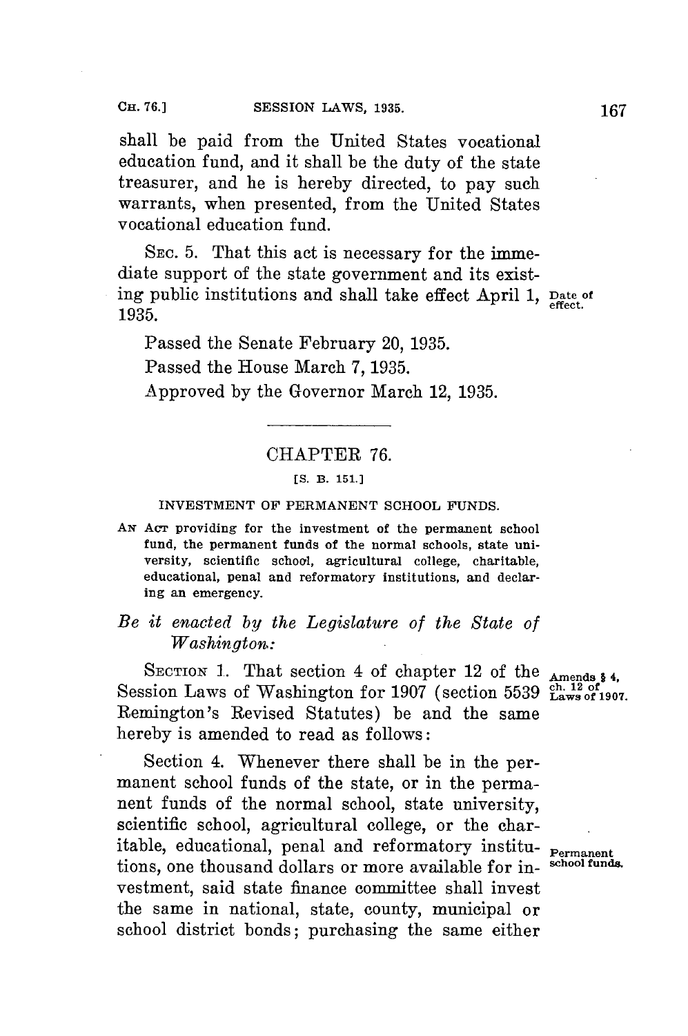shall be paid from the United States vocational education fund, and it shall be the duty of the state treasurer, and he is hereby directed, to pay such warrants, when presented, from the United States vocational education fund.

SEC. 5. That this act is necessary for the immediate support of the state government and its existing public institutions and shall take effect April 1, 1935.

Date of effect.

Passed the Senate February 20, 1935.

Passed the House March 7, 1935.

Approved by the Governor March 12, 1935.

## CHAPTER 76.

[S. B. 151.]

### INVESTMENT OF PERMANENT SCHOOL FUNDS.

AN ACT providing for the investment of the permanent school fund, the permanent funds of the normal schools, state university, scientific school, agricultural college, charitable, educational, penal and reformatory institutions, and declaring an emergency.

*Be it enacted by the Legislature of the State of Washington:*

SECTION 1. That section 4 of chapter 12 of the Session Laws of Washington for 1907 (section 5539 Remington's Revised Statutes) be and the same hereby is amended to read as follows:

Amends § 4, ch. 12 of Laws of 1907.

Section 4. Whenever there shall be in the permanent school funds of the state, or in the permanent funds of the normal school, state university, scientific school, agricultural college, or the charitable, educational, penal and reformatory institutions, one thousand dollars or more available for investment, said state finance committee shall invest the same in national, state, county, municipal or school district bonds; purchasing the same either

Permanent school funds.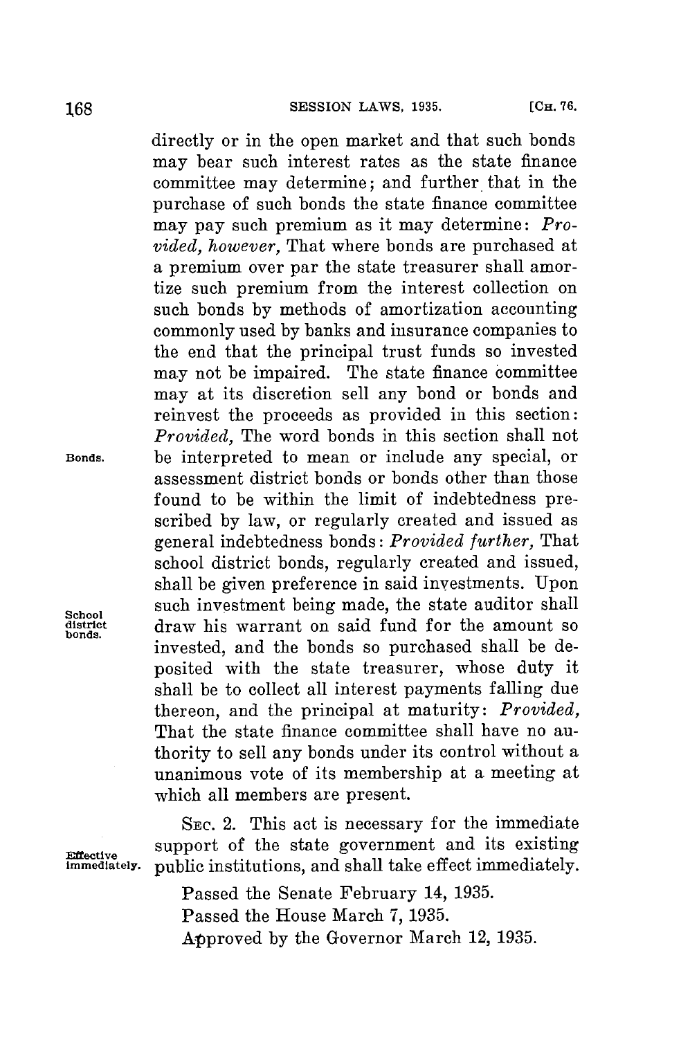directly or in the open market and that such bonds may bear such interest rates as the state finance committee may determine; and further that in the purchase of such bonds the state finance committee may pay such premium as it may determine: *Provided, however,* That where bonds are purchased at a premium over par the state treasurer shall amortize such premium from the interest collection on such bonds by methods of amortization accounting commonly used by banks and insurance companies to the end that the principal trust funds so invested may not be impaired. The state finance committee may at its discretion sell any bond or bonds and reinvest the proceeds as provided in this section: *Provided,* The word bonds in this section shall not be interpreted to mean or include any special, or assessment district bonds or bonds other than those found to be within the limit of indebtedness prescribed by law, or regularly created and issued as general indebtedness bonds: *Provided further,* That school district bonds, regularly created and issued, shall be given preference in said investments. Upon such investment being made, the state auditor shall draw his warrant on said fund for the amount so invested, and the bonds so purchased shall be deposited with the state treasurer, whose duty it shall be to collect all interest payments falling due thereon, and the principal at maturity: *Provided,* That the state finance committee shall have no authority to sell any bonds under its control without a unanimous vote of its membership at a meeting at which all members are present.

Bonds.

School district bonds.

SEC. 2. This act is necessary for the immediate support of the state government and its existing public institutions, and shall take effect immediately.

Effective immediately.

Passed the Senate February 14, 1935.

Passed the House March 7, 1935.

Approved by the Governor March 12, 1935.